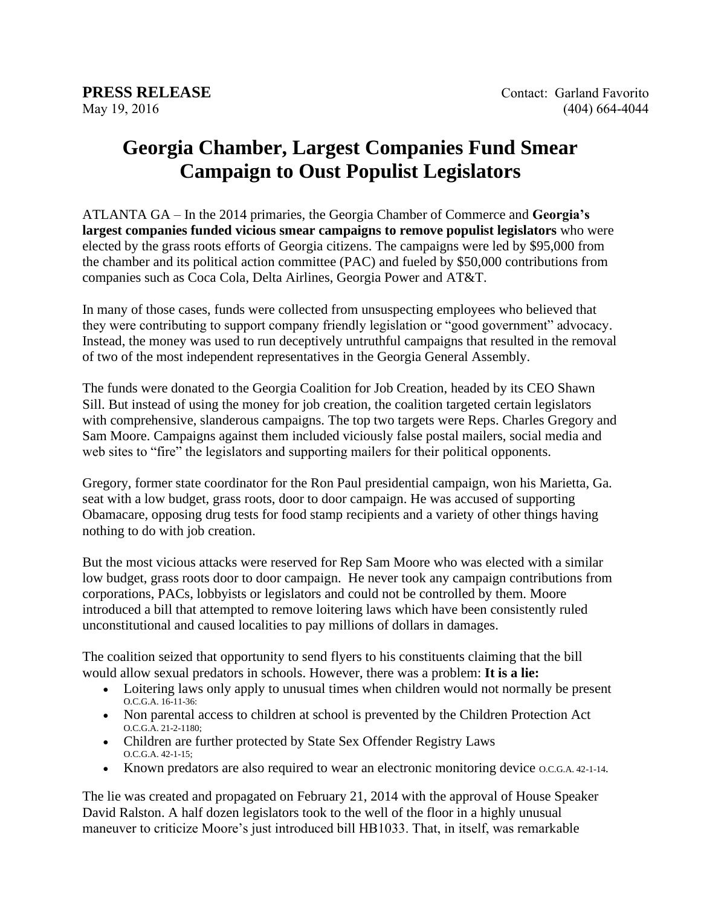**PRESS RELEASE** Contact: Garland Favorito
May 19, 2016 (404) 664-4044

# Georgia Chamber, Largest Companies Fund Smear Campaign to Oust Populist Legislators

ATLANTA GA – In the 2014 primaries, the Georgia Chamber of Commerce and **Georgia's largest companies funded vicious smear campaigns to remove populist legislators** who were elected by the grass roots efforts of Georgia citizens. The campaigns were led by $95,000 from the chamber and its political action committee (PAC) and fueled by $50,000 contributions from companies such as Coca Cola, Delta Airlines, Georgia Power and AT&T.

In many of those cases, funds were collected from unsuspecting employees who believed that they were contributing to support company friendly legislation or "good government" advocacy. Instead, the money was used to run deceptively untruthful campaigns that resulted in the removal of two of the most independent representatives in the Georgia General Assembly.

The funds were donated to the Georgia Coalition for Job Creation, headed by its CEO Shawn Sill. But instead of using the money for job creation, the coalition targeted certain legislators with comprehensive, slanderous campaigns. The top two targets were Reps. Charles Gregory and Sam Moore. Campaigns against them included viciously false postal mailers, social media and web sites to "fire" the legislators and supporting mailers for their political opponents.

Gregory, former state coordinator for the Ron Paul presidential campaign, won his Marietta, Ga. seat with a low budget, grass roots, door to door campaign. He was accused of supporting Obamacare, opposing drug tests for food stamp recipients and a variety of other things having nothing to do with job creation.

But the most vicious attacks were reserved for Rep Sam Moore who was elected with a similar low budget, grass roots door to door campaign. He never took any campaign contributions from corporations, PACs, lobbyists or legislators and could not be controlled by them. Moore introduced a bill that attempted to remove loitering laws which have been consistently ruled unconstitutional and caused localities to pay millions of dollars in damages.

The coalition seized that opportunity to send flyers to his constituents claiming that the bill would allow sexual predators in schools. However, there was a problem: **It is a lie:**

- Loitering laws only apply to unusual times when children would not normally be present O.C.G.A. 16-11-36:
- Non parental access to children at school is prevented by the Children Protection Act O.C.G.A. 21-2-1180;
- Children are further protected by State Sex Offender Registry Laws O.C.G.A. 42-1-15;
- Known predators are also required to wear an electronic monitoring device O.C.G.A. 42-1-14.

The lie was created and propagated on February 21, 2014 with the approval of House Speaker David Ralston. A half dozen legislators took to the well of the floor in a highly unusual maneuver to criticize Moore's just introduced bill HB1033. That, in itself, was remarkable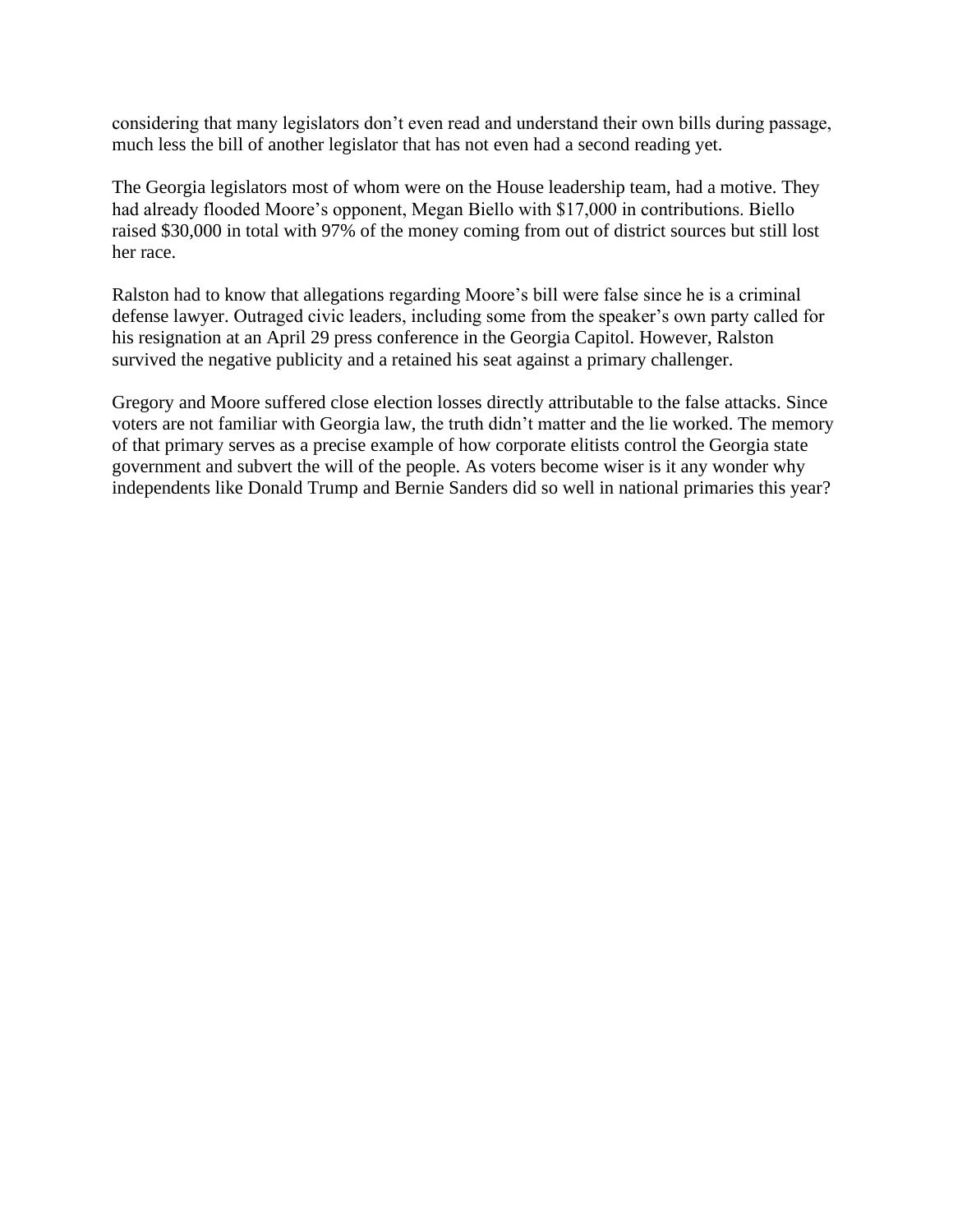considering that many legislators don't even read and understand their own bills during passage, much less the bill of another legislator that has not even had a second reading yet.

The Georgia legislators most of whom were on the House leadership team, had a motive. They had already flooded Moore's opponent, Megan Biello with $17,000 in contributions. Biello raised $30,000 in total with 97% of the money coming from out of district sources but still lost her race.

Ralston had to know that allegations regarding Moore's bill were false since he is a criminal defense lawyer. Outraged civic leaders, including some from the speaker's own party called for his resignation at an April 29 press conference in the Georgia Capitol. However, Ralston survived the negative publicity and a retained his seat against a primary challenger.

Gregory and Moore suffered close election losses directly attributable to the false attacks. Since voters are not familiar with Georgia law, the truth didn't matter and the lie worked. The memory of that primary serves as a precise example of how corporate elitists control the Georgia state government and subvert the will of the people. As voters become wiser is it any wonder why independents like Donald Trump and Bernie Sanders did so well in national primaries this year?